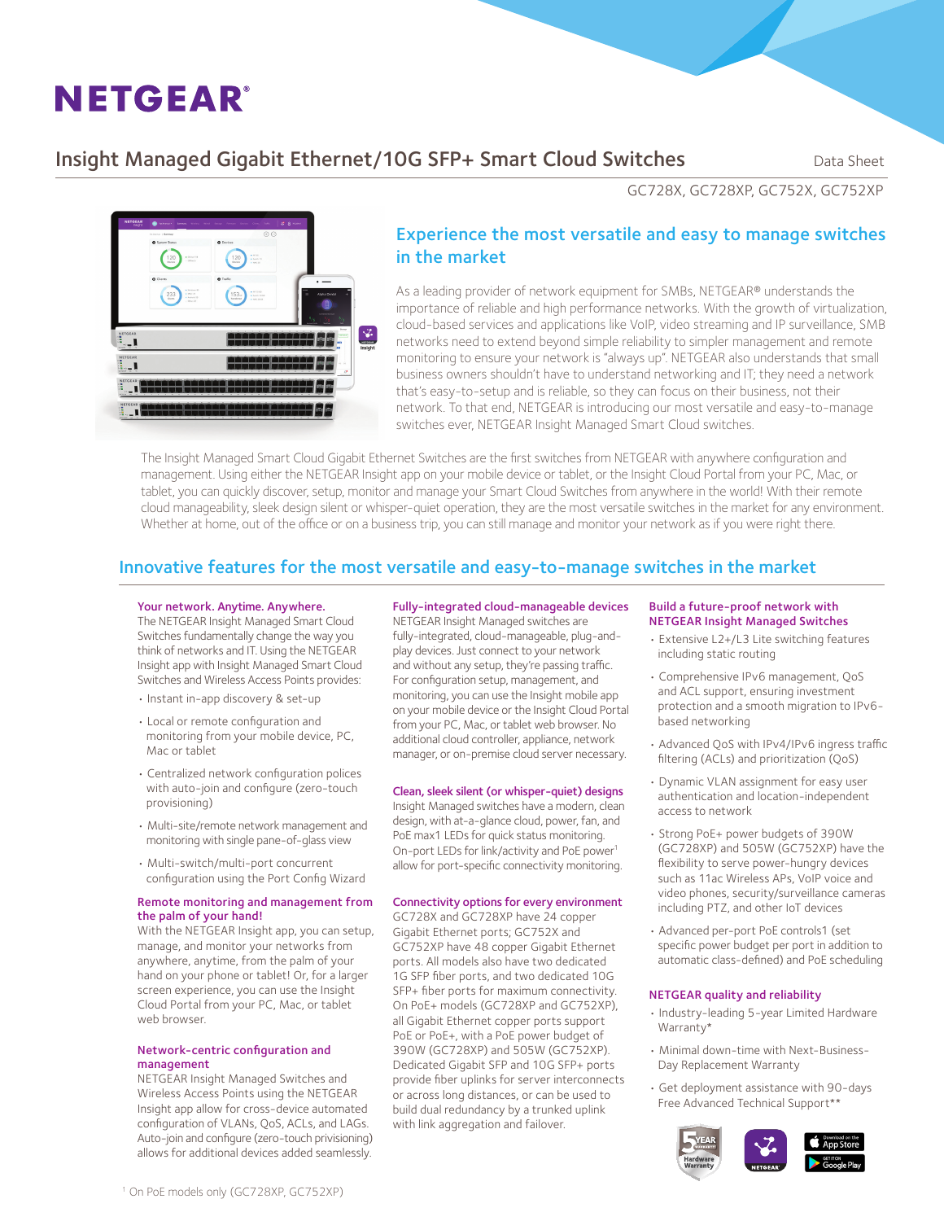# NETGEAR®

## Insight Managed Gigabit Ethernet/10G SFP+ Smart Cloud Switches

Data Sheet

GC728X, GC728XP, GC752X, GC752XP

## Experience the most versatile and easy to manage switches in the market

As a leading provider of network equipment for SMBs, NETGEAR® understands the importance of reliable and high performance networks. With the growth of virtualization, cloud-based services and applications like VoIP, video streaming and IP surveillance, SMB networks need to extend beyond simple reliability to simpler management and remote monitoring to ensure your network is "always up". NETGEAR also understands that small business owners shouldn't have to understand networking and IT; they need a network that's easy-to-setup and is reliable, so they can focus on their business, not their network. To that end, NETGEAR is introducing our most versatile and easy-to-manage switches ever, NETGEAR Insight Managed Smart Cloud switches.

The Insight Managed Smart Cloud Gigabit Ethernet Switches are the first switches from NETGEAR with anywhere configuration and management. Using either the NETGEAR Insight app on your mobile device or tablet, or the Insight Cloud Portal from your PC, Mac, or tablet, you can quickly discover, setup, monitor and manage your Smart Cloud Switches from anywhere in the world! With their remote cloud manageability, sleek design silent or whisper-quiet operation, they are the most versatile switches in the market for any environment. Whether at home, out of the office or on a business trip, you can still manage and monitor your network as if you were right there.

## Innovative features for the most versatile and easy-to-manage switches in the market

### Your network. Anytime. Anywhere.

The NETGEAR Insight Managed Smart Cloud Switches fundamentally change the way you think of networks and IT. Using the NETGEAR Insight app with Insight Managed Smart Cloud Switches and Wireless Access Points provides:

- Instant in-app discovery & set-up
- Local or remote configuration and monitoring from your mobile device, PC, Mac or tablet
- Centralized network configuration polices with auto-join and configure (zero-touch provisioning)
- Multi-site/remote network management and monitoring with single pane-of-glass view
- Multi-switch/multi-port concurrent configuration using the Port Config Wizard

### Remote monitoring and management from the palm of your hand!

With the NETGEAR Insight app, you can setup, manage, and monitor your networks from anywhere, anytime, right on the palm of your hand on your phone or tablet! Or, for a larger screen experience, you can use the Insight Cloud Portal from your PC, Mac, or tablet web browser.

### Network-centric configuration and management

NETGEAR Insight Managed Switches and Wireless Access Points using the NETGEAR Insight app allow for cross-device automated configuration of VLANs, QoS, ACLs, and LAGs. Auto-join and configure (zero-touch privisioning) allows for additional devices added seamlessly.

### Fully-integrated cloud-manageable devices

NETGEAR Insight Managed switches are fully-integrated, cloud-manageable, plug-and-play devices. Just connect to your network and without any setup, they're passing traffic. For configuration setup, management, and monitoring, you can use the Insight mobile app on your mobile device or the Insight Cloud Portal from your PC, Mac, or tablet web browser. No additional cloud controller, appliance, network manager, or on-premise cloud server necessary.

### Clean, sleek silent (or whisper-quiet) designs

Insight Managed switches have a modern, clean design, with at-a-glance cloud, power, fan, and PoE max1 LEDs for quick status monitoring. On-port LEDs for link/activity and PoE power[1] allow for port-specific connectivity monitoring.

### Connectivity options for every environment

GC728X and GC728XP have 24 copper Gigabit Ethernet ports; GC752X and GC752XP have 48 copper Gigabit Ethernet ports. All models also have two dedicated 1G SFP fiber ports, and two dedicated 10G SFP+ fiber ports for maximum connectivity. On PoE+ models (GC728XP and GC752XP), all Gigabit Ethernet copper ports support PoE or PoE+, with a PoE budget of 390W (GC728XP) and 505W (GC752XP). Dedicated Gigabit SFP and 10G SFP+ ports provide fiber uplinks for server interconnects or across long distances, or can be used to build dual redundancy by a trunked uplink with link aggregation and failover.

### Build a future-proof network with NETGEAR Insight Managed Switches

- Extensive L2+/L3 Lite switching features including static routing
- Comprehensive IPv6 management, QoS and ACL support, ensuring investment protection and a smooth migration to IPv6-based networking
- Advanced QoS with IPv4/IPv6 ingress traffic filtering (ACLs) and prioritization (QoS)
- Dynamic VLAN assignment for easy user authentication and location-independent access to network
- Strong PoE+ power budgets of 390W (GC728XP) and 505W (GC752XP) have the flexibility to serve power-hungry devices such as 11ac Wireless APs, VoIP voice and video phones, security/surveillance cameras including PTZ, and other IoT devices
- Advanced per-port PoE controls1 (set specific power budget per port in addition to automatic class-defined) and PoE scheduling

### NETGEAR quality and reliability

- Industry-leading 5-year Limited Hardware Warranty*
- Minimal down-time with Next-Business-Day Replacement Warranty
- Get deployment assistance with 90-days Free Advanced Technical Support**

[1] On PoE models only (GC728XP, GC752XP)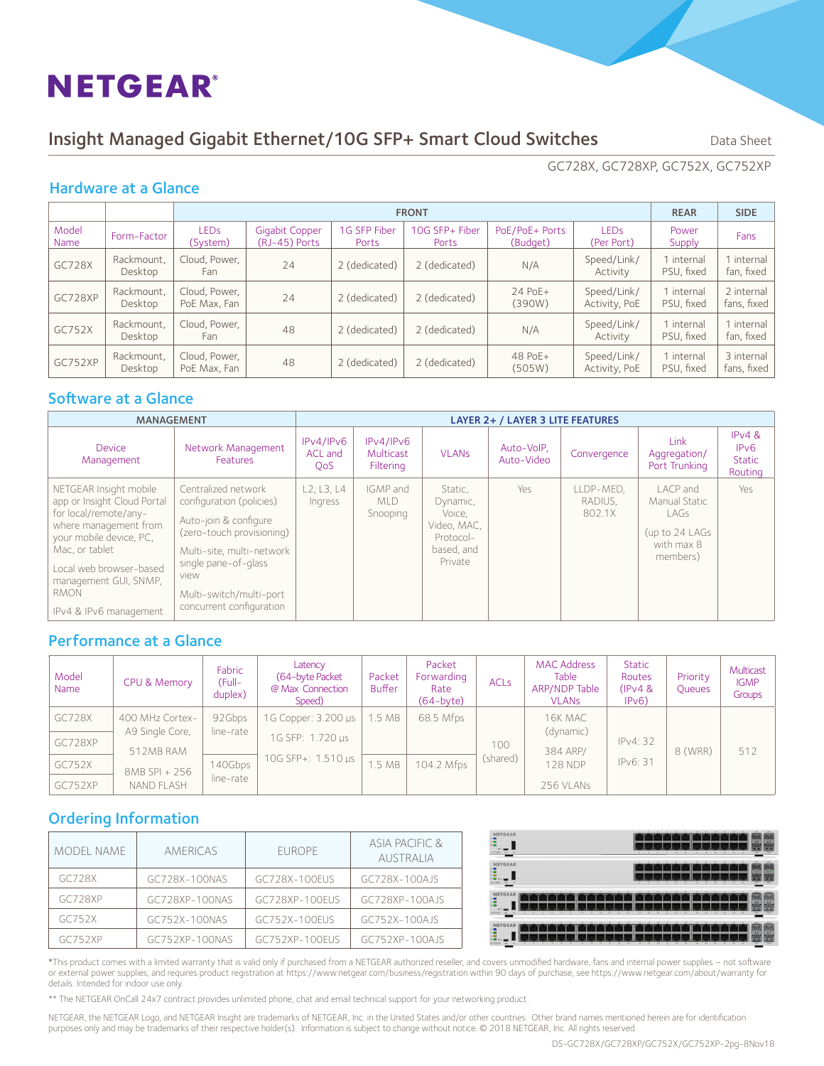# NETGEAR®

## Insight Managed Gigabit Ethernet/10G SFP+ Smart Cloud Switches

Data Sheet

GC728X, GC728XP, GC752X, GC752XP

### Hardware at a Glance

| | | FRONT | | | | | | REAR | SIDE |
|---|---|---|---|---|---|---|---|---|---|
| Model Name | Form-Factor | LEDs (System) | Gigabit Copper (RJ-45) Ports | 1G SFP Fiber Ports | 10G SFP+ Fiber Ports | PoE/PoE+ Ports (Budget) | LEDs (Per Port) | Power Supply | Fans |
| GC728X | Rackmount, Desktop | Cloud, Power, Fan | 24 | 2 (dedicated) | 2 (dedicated) | N/A | Speed/Link/Activity | 1 internal PSU, fixed | 1 internal fan, fixed |
| GC728XP | Rackmount, Desktop | Cloud, Power, PoE Max, Fan | 24 | 2 (dedicated) | 2 (dedicated) | 24 PoE+ (390W) | Speed/Link/Activity, PoE | 1 internal PSU, fixed | 2 internal fans, fixed |
| GC752X | Rackmount, Desktop | Cloud, Power, Fan | 48 | 2 (dedicated) | 2 (dedicated) | N/A | Speed/Link/Activity | 1 internal PSU, fixed | 1 internal fan, fixed |
| GC752XP | Rackmount, Desktop | Cloud, Power, PoE Max, Fan | 48 | 2 (dedicated) | 2 (dedicated) | 48 PoE+ (505W) | Speed/Link/Activity, PoE | 1 internal PSU, fixed | 3 internal fans, fixed |

### Software at a Glance

| MANAGEMENT | | LAYER 2+ / LAYER 3 LITE FEATURES | | | | | | |
|---|---|---|---|---|---|---|---|---|
| Device Management | Network Management Features | IPv4/IPv6 ACL and QoS | IPv4/IPv6 Multicast Filtering | VLANs | Auto-VoIP, Auto-Video | Convergence | Link Aggregation/ Port Trunking | IPv4 & IPv6 Static Routing |
| NETGEAR Insight mobile app or Insight Cloud Portal for local/remote/any-where management from your mobile device, PC, Mac, or tablet<br>Local web browser-based management GUI, SNMP, RMON<br>IPv4 & IPv6 management | Centralized network configuration (policies)<br>Auto-join & configure (zero-touch provisioning)<br>Multi-site, multi-network single pane-of-glass view<br>Multi-switch/multi-port concurrent configuration | L2, L3, L4 Ingress | IGMP and MLD Snooping | Static, Dynamic, Voice, Video, MAC, Protocol-based, and Private | Yes | LLDP-MED, RADIUS, 802.1X | LACP and Manual Static LAGs<br>(up to 24 LAGs with max 8 members) | Yes |

### Performance at a Glance

| Model Name | CPU & Memory | Fabric (Full-duplex) | Latency (64-byte Packet @ Max Connection Speed) | Packet Buffer | Packet Forwarding Rate (64-byte) | ACLs | MAC Address Table ARP/NDP Table VLANs | Static Routes (IPv4 & IPv6) | Priority Queues | Multicast IGMP Groups |
|---|---|---|---|---|---|---|---|---|---|---|
| GC728X | 400 MHz Cortex-A9 Single Core, 512MB RAM, 8MB SPI + 256 NAND FLASH | 92Gbps line-rate | 1G Copper: 3.200 µs<br>1G SFP: 1.720 µs<br>10G SFP+: 1.510 µs | 1.5 MB | 68.5 Mfps | 100 (shared) | 16K MAC (dynamic)<br>384 ARP/ 128 NDP<br>256 VLANs | IPv4: 32<br>IPv6: 31 | 8 (WRR) | 512 |
| GC728XP | | | | | | | | | | |
| GC752X | | 140Gbps line-rate | | 1.5 MB | 104.2 Mfps | | | | | |
| GC752XP | | | | | | | | | | |

### Ordering Information

| MODEL NAME | AMERICAS | EUROPE | ASIA PACIFIC & AUSTRALIA |
|---|---|---|---|
| GC728X | GC728X-100NAS | GC728X-100EUS | GC728X-100AJS |
| GC728XP | GC728XP-100NAS | GC728XP-100EUS | GC728XP-100AJS |
| GC752X | GC752X-100NAS | GC752X-100EUS | GC752X-100AJS |
| GC752XP | GC752XP-100NAS | GC752XP-100EUS | GC752XP-100AJS |

*This product comes with a limited warranty that is valid only if purchased from a NETGEAR authorized reseller, and covers unmodified hardware, fans and internal power supplies – not software or external power supplies, and requires product registration at https://www.netgear.com/business/registration within 90 days of purchase; see https://www.netgear.com/about/warranty for details. Intended for indoor use only.

** The NETGEAR OnCall 24x7 contract provides unlimited phone, chat and email technical support for your networking product.

NETGEAR, the NETGEAR Logo, and NETGEAR Insight are trademarks of NETGEAR, Inc. in the United States and/or other countries. Other brand names mentioned herein are for identification purposes only and may be trademarks of their respective holder(s). Information is subject to change without notice. © 2018 NETGEAR, Inc. All rights reserved.

DS-GC728X/GC728XP/GC752X/GC752XP-2pg-8Nov18